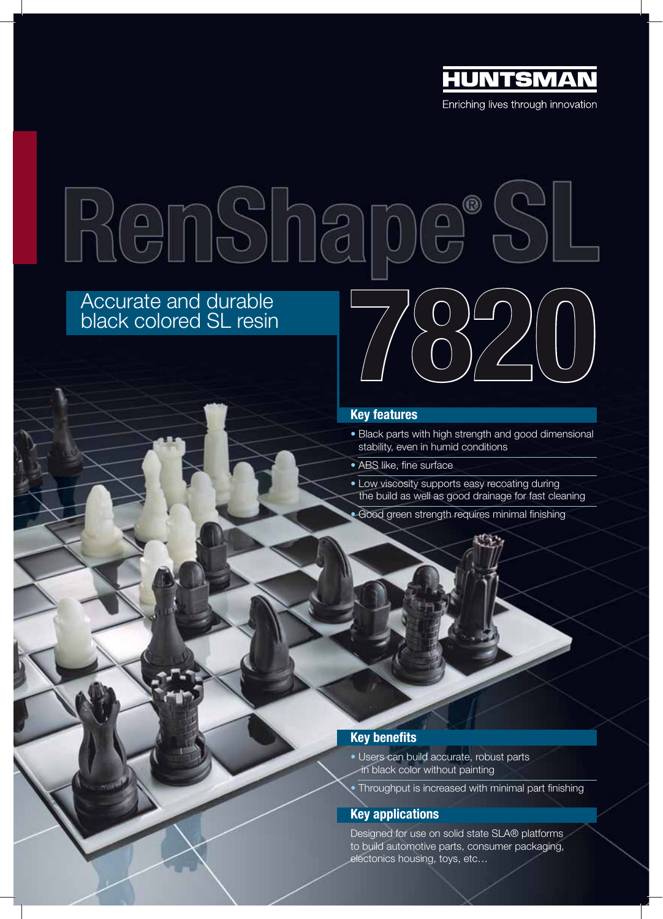HUNTSMAN

Enriching lives through innovation

# RenShape® SL 7820

## Accurate and durable black colored SL resin

### Key features

- Black parts with high strength and good dimensional stability, even in humid conditions
- ABS like, fine surface
- Low viscosity supports easy recoating during the build as well as good drainage for fast cleaning
- Good green strength requires minimal finishing

### Key benefits

- Users can build accurate, robust parts in black color without painting
- Throughput is increased with minimal part finishing

### Key applications

Designed for use on solid state SLA® platforms to build automotive parts, consumer packaging, electonics housing, toys, etc…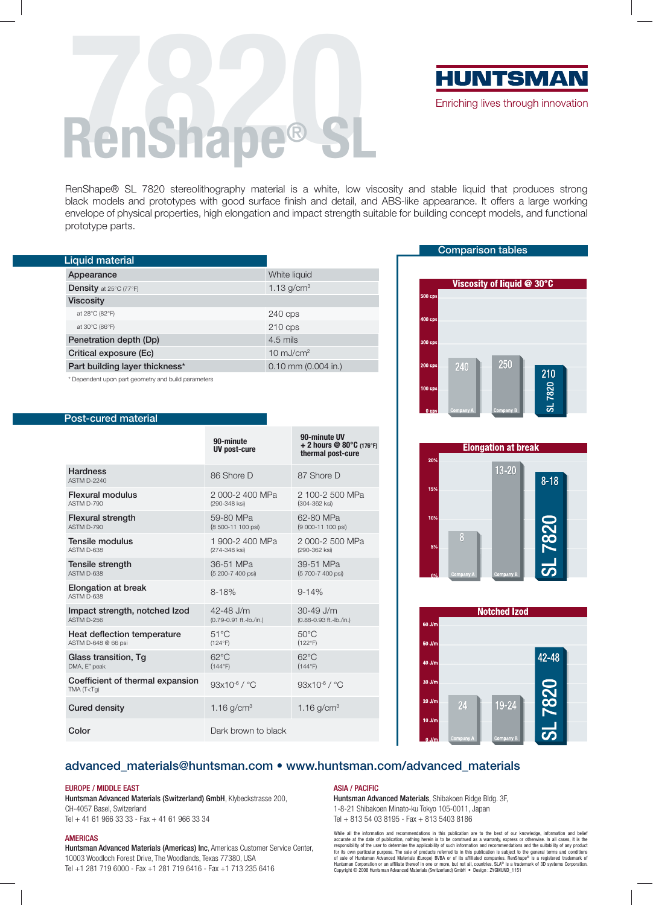# RenShape® SL 7820

**HUNTSMAN**

Enriching lives through innovation

RenShape® SL 7820 stereolithography material is a white, low viscosity and stable liquid that produces strong black models and prototypes with good surface finish and detail, and ABS-like appearance. It offers a large working envelope of physical properties, high elongation and impact strength suitable for building concept models, and functional prototype parts.

## Liquid material

| Property | Value |
|---|---|
| Appearance | White liquid |
| Density at 25°C (77°F) | 1.13 g/cm³ |
| Viscosity | |
| at 28°C (82°F) | 240 cps |
| at 30°C (86°F) | 210 cps |
| Penetration depth (Dp) | 4.5 mils |
| Critical exposure (Ec) | 10 mJ/cm² |
| Part building layer thickness* | 0.10 mm (0.004 in.) |

\* Dependent upon part geometry and build parameters

## Post-cured material

| | 90-minute UV post-cure | 90-minute UV + 2 hours @ 80°C (176°F) thermal post-cure |
|---|---|---|
| Hardness ASTM D-2240 | 86 Shore D | 87 Shore D |
| Flexural modulus ASTM D-790 | 2 000-2 400 MPa (290-348 ksi) | 2 100-2 500 MPa (304-362 ksi) |
| Flexural strength ASTM D-790 | 59-80 MPa (8 500-11 100 psi) | 62-80 MPa (9 000-11 100 psi) |
| Tensile modulus ASTM D-638 | 1 900-2 400 MPa (274-348 ksi) | 2 000-2 500 MPa (290-362 ksi) |
| Tensile strength ASTM D-638 | 36-51 MPa (5 200-7 400 psi) | 39-51 MPa (5 700-7 400 psi) |
| Elongation at break ASTM D-638 | 8-18% | 9-14% |
| Impact strength, notched Izod ASTM D-256 | 42-48 J/m (0.79-0.91 ft.-lb./in.) | 30-49 J/m (0.88-0.93 ft.-lb./in.) |
| Heat deflection temperature ASTM D-648 @ 66 psi | 51°C (124°F) | 50°C (122°F) |
| Glass transition, Tg DMA, E" peak | 62°C (144°F) | 62°C (144°F) |
| Coefficient of thermal expansion TMA (T<Tg) | $93 \times 10^{-6}$ / °C | $93 \times 10^{-6}$ / °C |
| Cured density | 1.16 g/cm³ | 1.16 g/cm³ |
| Color | Dark brown to black | |

## Comparison tables

### Viscosity of liquid @ 30°C

| Company A | Company B | SL 7820 |
|---|---|---|
| 240 | 250 | 210 |

### Elongation at break

| Company A | Company B | SL 7820 |
|---|---|---|
| 8 | 13-20 | 8-18 |

### Notched Izod

| Company A | Company B | SL 7820 |
|---|---|---|
| 24 | 19-24 | 42-48 |

**advanced_materials@huntsman.com • www.huntsman.com/advanced_materials**

**EUROPE / MIDDLE EAST**
**Huntsman Advanced Materials (Switzerland) GmbH**, Klybeckstrasse 200, CH-4057 Basel, Switzerland
Tel + 41 61 966 33 33 - Fax + 41 61 966 33 34

**AMERICAS**
**Huntsman Advanced Materials (Americas) Inc**, Americas Customer Service Center, 10003 Woodloch Forest Drive, The Woodlands, Texas 77380, USA
Tel +1 281 719 6000 - Fax +1 281 719 6416 - Fax +1 713 235 6416

**ASIA / PACIFIC**
**Huntsman Advanced Materials**, Shibakoen Ridge Bldg. 3F, 1-8-21 Shibakoen Minato-ku Tokyo 105-0011, Japan
Tel + 813 54 03 8195 - Fax + 813 5403 8186

While all the information and recommendations in this publication are to the best of our knowledge, information and belief accurate at the date of publication, nothing herein is to be construed as a warranty, express or otherwise. In all cases, it is the responsibility of the user to determine the applicability of such information and recommendations and the suitability of any product for its own particular purpose. The sale of products referred to in this publication is subject to the general terms and conditions of sale of Huntsman Advanced Materials (Europe) BVBA or of its affiliated companies. RenShape® is a registered trademark of Huntsman Corporation or an affiliate thereof in one or more, but not all, countries. SLA® is a trademark of 3D systems Corporation. Copyright © 2008 Huntsman Advanced Materials (Switzerland) GmbH • Design : ZYGMUND_1151